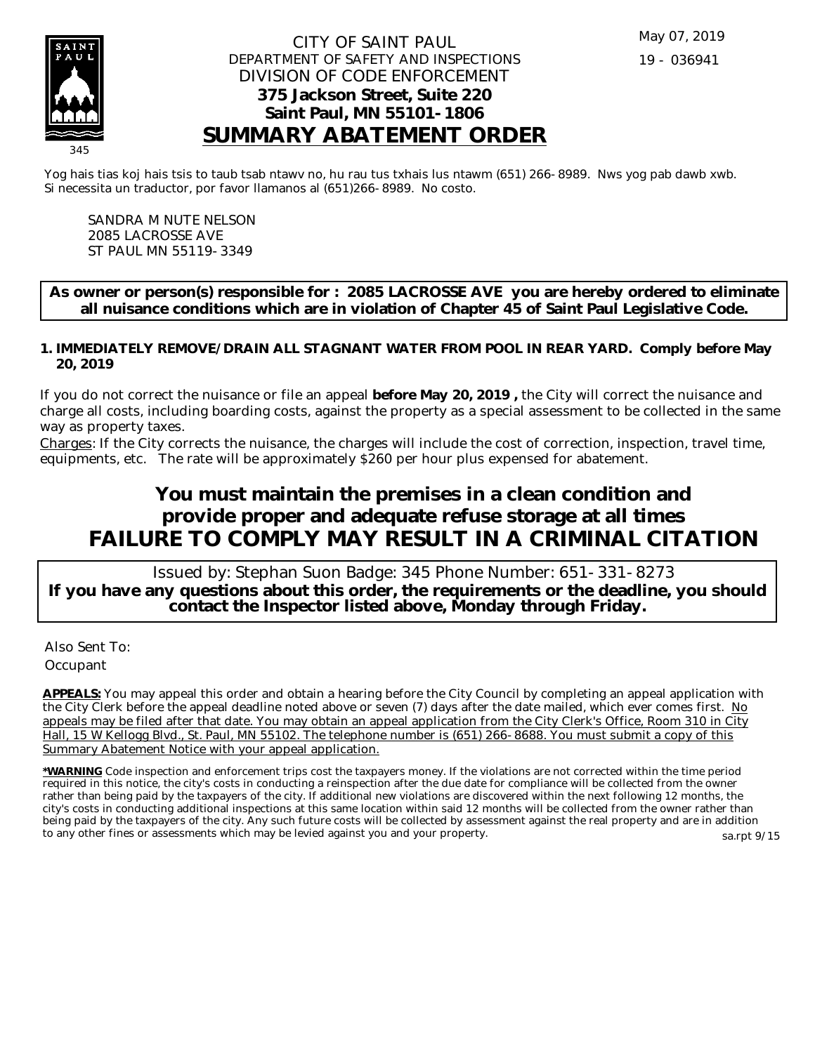CITY OF SAINT PAUL
DEPARTMENT OF SAFETY AND INSPECTIONS
DIVISION OF CODE ENFORCEMENT
**375 Jackson Street, Suite 220**
**Saint Paul, MN 55101-1806**

May 07, 2019

19 - 036941

# SUMMARY ABATEMENT ORDER

345

Yog hais tias koj hais tsis to taub tsab ntawv no, hu rau tus txhais lus ntawm (651) 266-8989. Nws yog pab dawb xwb.
Si necessita un traductor, por favor llamanos al (651)266-8989. No costo.

SANDRA M NUTE NELSON
2085 LACROSSE AVE
ST PAUL MN 55119-3349

**As owner or person(s) responsible for : 2085 LACROSSE AVE you are hereby ordered to eliminate all nuisance conditions which are in violation of Chapter 45 of Saint Paul Legislative Code.**

1. **IMMEDIATELY REMOVE/DRAIN ALL STAGNANT WATER FROM POOL IN REAR YARD. Comply before May 20, 2019**

If you do not correct the nuisance or file an appeal **before May 20, 2019 ,** the City will correct the nuisance and charge all costs, including boarding costs, against the property as a special assessment to be collected in the same way as property taxes.

Charges: If the City corrects the nuisance, the charges will include the cost of correction, inspection, travel time, equipments, etc. The rate will be approximately $260 per hour plus expensed for abatement.

## You must maintain the premises in a clean condition and provide proper and adequate refuse storage at all times

## FAILURE TO COMPLY MAY RESULT IN A CRIMINAL CITATION

Issued by: Stephan Suon Badge: 345 Phone Number: 651-331-8273

**If you have any questions about this order, the requirements or the deadline, you should contact the Inspector listed above, Monday through Friday.**

Also Sent To:
Occupant

**APPEALS:** You may appeal this order and obtain a hearing before the City Council by completing an appeal application with the City Clerk before the appeal deadline noted above or seven (7) days after the date mailed, which ever comes first. No appeals may be filed after that date. You may obtain an appeal application from the City Clerk's Office, Room 310 in City Hall, 15 W Kellogg Blvd., St. Paul, MN 55102. The telephone number is (651) 266-8688. You must submit a copy of this Summary Abatement Notice with your appeal application.

***WARNING** Code inspection and enforcement trips cost the taxpayers money. If the violations are not corrected within the time period required in this notice, the city's costs in conducting a reinspection after the due date for compliance will be collected from the owner rather than being paid by the taxpayers of the city. If additional new violations are discovered within the next following 12 months, the city's costs in conducting additional inspections at this same location within said 12 months will be collected from the owner rather than being paid by the taxpayers of the city. Any such future costs will be collected by assessment against the real property and are in addition to any other fines or assessments which may be levied against you and your property.

sa.rpt 9/15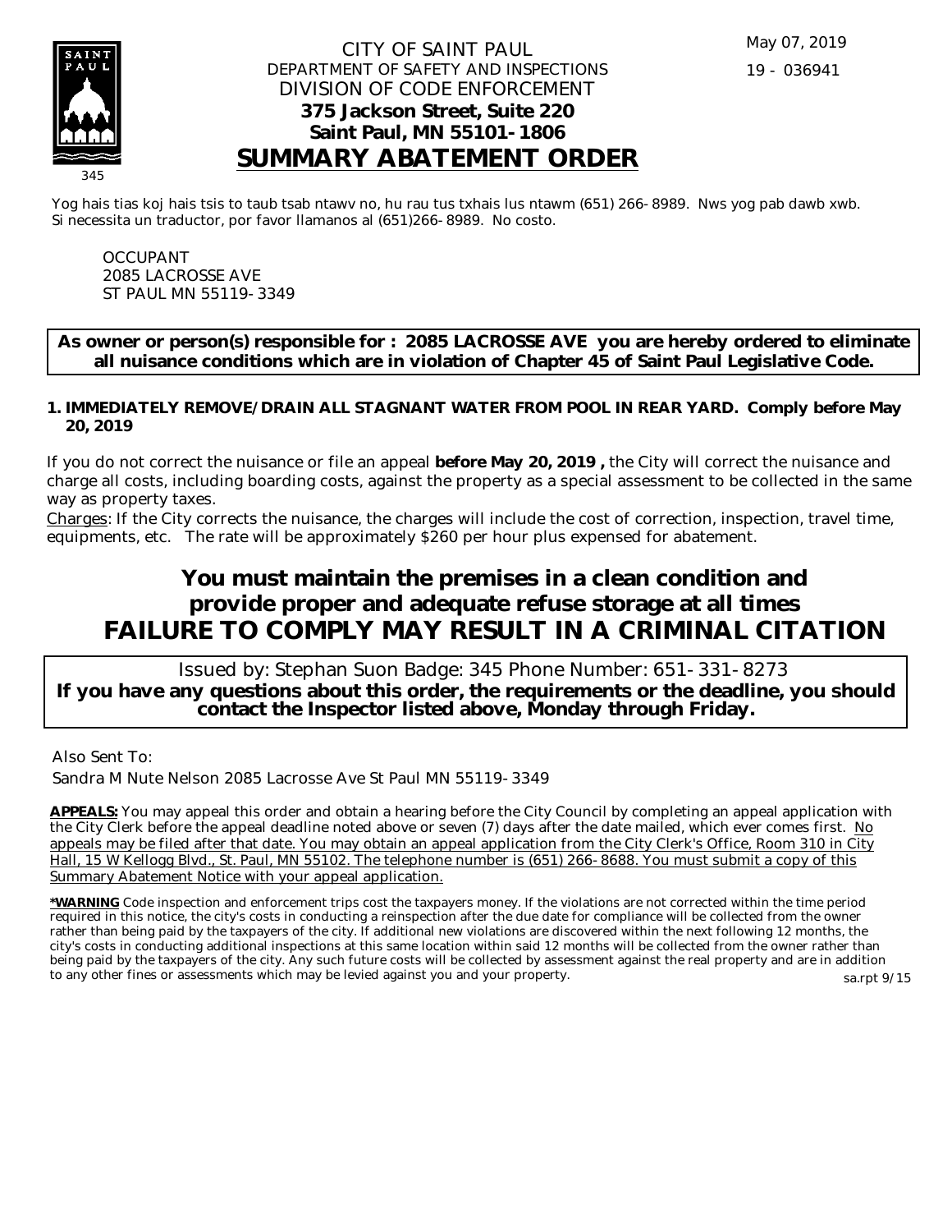CITY OF SAINT PAUL
DEPARTMENT OF SAFETY AND INSPECTIONS
DIVISION OF CODE ENFORCEMENT
**375 Jackson Street, Suite 220**
**Saint Paul, MN 55101-1806**

# SUMMARY ABATEMENT ORDER

May 07, 2019

19 - 036941

345

Yog hais tias koj hais tsis to taub tsab ntawv no, hu rau tus txhais lus ntawm (651) 266-8989. Nws yog pab dawb xwb.
Si necessita un traductor, por favor llamanos al (651)266-8989. No costo.

OCCUPANT
2085 LACROSSE AVE
ST PAUL MN 55119-3349

**As owner or person(s) responsible for : 2085 LACROSSE AVE you are hereby ordered to eliminate all nuisance conditions which are in violation of Chapter 45 of Saint Paul Legislative Code.**

1. **IMMEDIATELY REMOVE/DRAIN ALL STAGNANT WATER FROM POOL IN REAR YARD. Comply before May 20, 2019**

If you do not correct the nuisance or file an appeal **before May 20, 2019 ,** the City will correct the nuisance and charge all costs, including boarding costs, against the property as a special assessment to be collected in the same way as property taxes.

Charges: If the City corrects the nuisance, the charges will include the cost of correction, inspection, travel time, equipments, etc. The rate will be approximately $260 per hour plus expensed for abatement.

## You must maintain the premises in a clean condition and provide proper and adequate refuse storage at all times
## FAILURE TO COMPLY MAY RESULT IN A CRIMINAL CITATION

Issued by: Stephan Suon Badge: 345 Phone Number: 651-331-8273
**If you have any questions about this order, the requirements or the deadline, you should contact the Inspector listed above, Monday through Friday.**

Also Sent To:
Sandra M Nute Nelson 2085 Lacrosse Ave St Paul MN 55119-3349

**APPEALS:** You may appeal this order and obtain a hearing before the City Council by completing an appeal application with the City Clerk before the appeal deadline noted above or seven (7) days after the date mailed, which ever comes first. No appeals may be filed after that date. You may obtain an appeal application from the City Clerk's Office, Room 310 in City Hall, 15 W Kellogg Blvd., St. Paul, MN 55102. The telephone number is (651) 266-8688. You must submit a copy of this Summary Abatement Notice with your appeal application.

***WARNING** Code inspection and enforcement trips cost the taxpayers money. If the violations are not corrected within the time period required in this notice, the city's costs in conducting a reinspection after the due date for compliance will be collected from the owner rather than being paid by the taxpayers of the city. If additional new violations are discovered within the next following 12 months, the city's costs in conducting additional inspections at this same location within said 12 months will be collected from the owner rather than being paid by the taxpayers of the city. Any such future costs will be collected by assessment against the real property and are in addition to any other fines or assessments which may be levied against you and your property.

sa.rpt 9/15